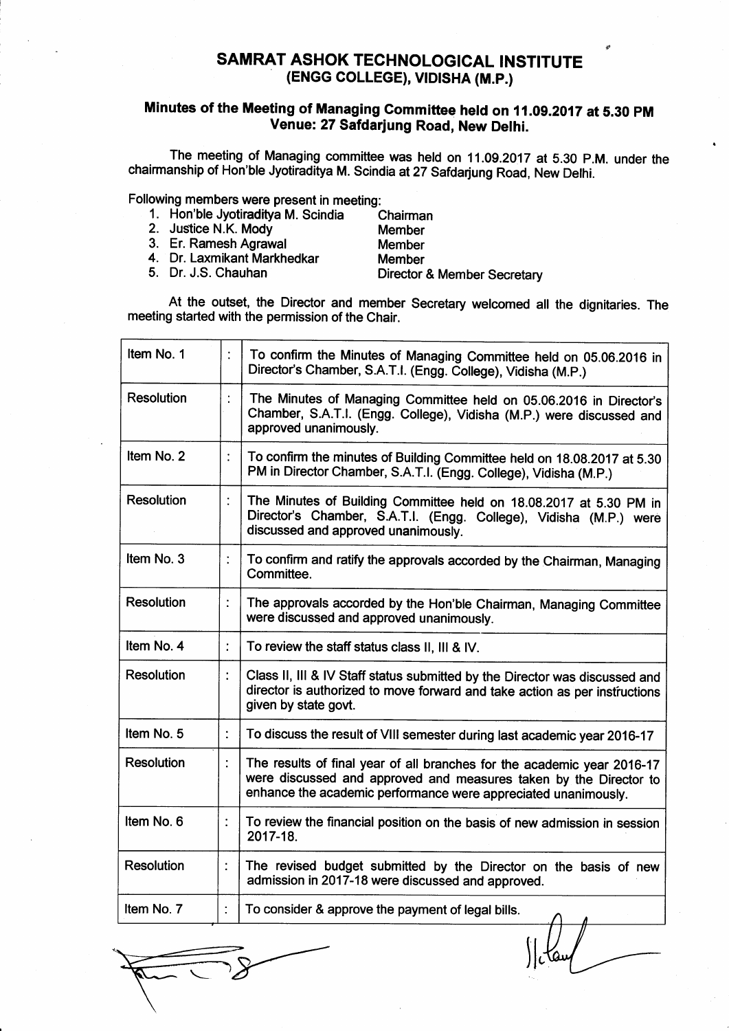# SAMRAT ASHOK TECHNOLOGICAL INSTITUTE
## (ENGG COLLEGE), VIDISHA (M.P.)

### Minutes of the Meeting of Managing Committee held on 11.09.2017 at 5.30 PM
### Venue: 27 Safdarjung Road, New Delhi.

The meeting of Managing committee was held on 11.09.2017 at 5.30 P.M. under the chairmanship of Hon'ble Jyotiraditya M. Scindia at 27 Safdarjung Road, New Delhi.

Following members were present in meeting:

1. Hon'ble Jyotiraditya M. Scindia — Chairman
2. Justice N.K. Mody — Member
3. Er. Ramesh Agrawal — Member
4. Dr. Laxmikant Markhedkar — Member
5. Dr. J.S. Chauhan — Director & Member Secretary

At the outset, the Director and member Secretary welcomed all the dignitaries. The meeting started with the permission of the Chair.

| | | |
|---|---|---|
| Item No. 1 | : | To confirm the Minutes of Managing Committee held on 05.06.2016 in Director's Chamber, S.A.T.I. (Engg. College), Vidisha (M.P.) |
| Resolution | : | The Minutes of Managing Committee held on 05.06.2016 in Director's Chamber, S.A.T.I. (Engg. College), Vidisha (M.P.) were discussed and approved unanimously. |
| Item No. 2 | : | To confirm the minutes of Building Committee held on 18.08.2017 at 5.30 PM in Director Chamber, S.A.T.I. (Engg. College), Vidisha (M.P.) |
| Resolution | : | The Minutes of Building Committee held on 18.08.2017 at 5.30 PM in Director's Chamber, S.A.T.I. (Engg. College), Vidisha (M.P.) were discussed and approved unanimously. |
| Item No. 3 | : | To confirm and ratify the approvals accorded by the Chairman, Managing Committee. |
| Resolution | : | The approvals accorded by the Hon'ble Chairman, Managing Committee were discussed and approved unanimously. |
| Item No. 4 | : | To review the staff status class II, III & IV. |
| Resolution | : | Class II, III & IV Staff status submitted by the Director was discussed and director is authorized to move forward and take action as per instructions given by state govt. |
| Item No. 5 | : | To discuss the result of VIII semester during last academic year 2016-17 |
| Resolution | : | The results of final year of all branches for the academic year 2016-17 were discussed and approved and measures taken by the Director to enhance the academic performance were appreciated unanimously. |
| Item No. 6 | : | To review the financial position on the basis of new admission in session 2017-18. |
| Resolution | : | The revised budget submitted by the Director on the basis of new admission in 2017-18 were discussed and approved. |
| Item No. 7 | : | To consider & approve the payment of legal bills. |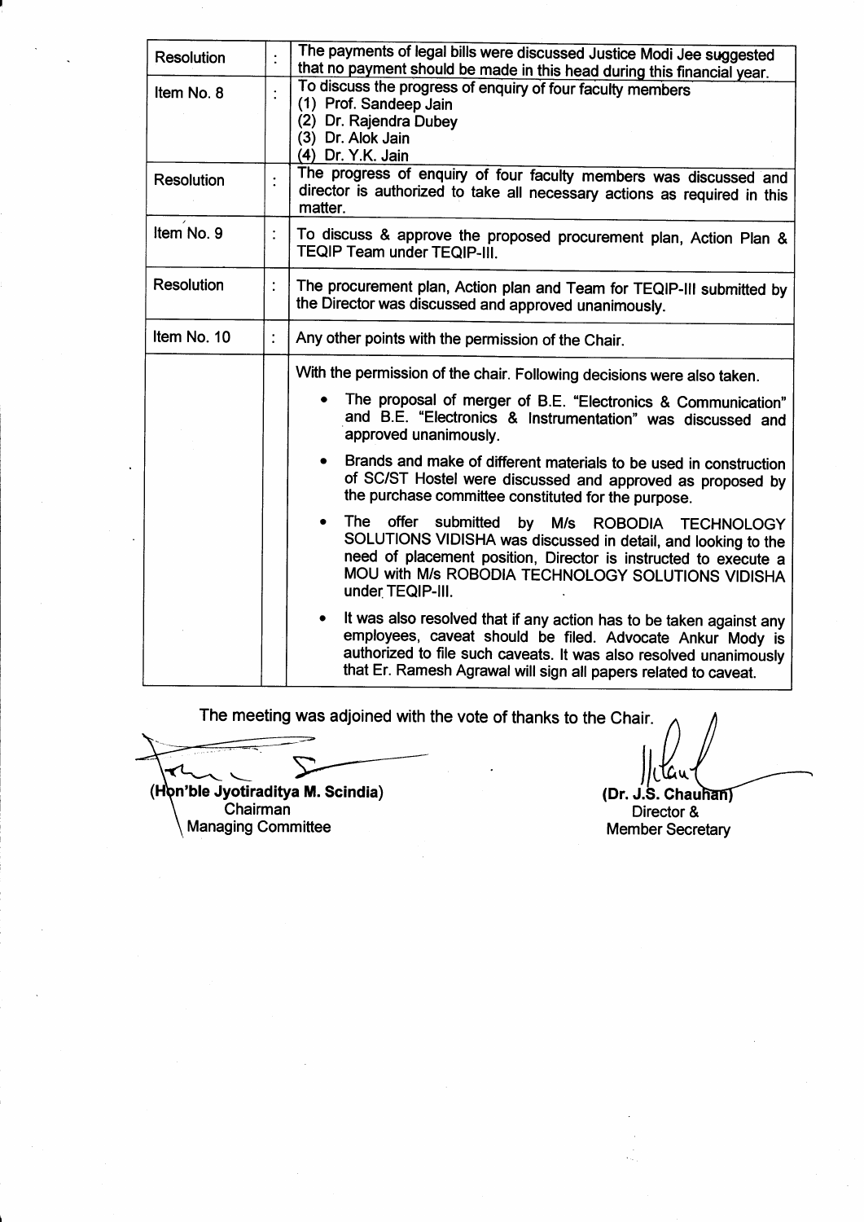| | | |
|---|---|---|
| Resolution | : | The payments of legal bills were discussed Justice Modi Jee suggested that no payment should be made in this head during this financial year. |
| Item No. 8 | : | To discuss the progress of enquiry of four faculty members<br>(1) Prof. Sandeep Jain<br>(2) Dr. Rajendra Dubey<br>(3) Dr. Alok Jain<br>(4) Dr. Y.K. Jain |
| Resolution | : | The progress of enquiry of four faculty members was discussed and director is authorized to take all necessary actions as required in this matter. |
| Item No. 9 | : | To discuss & approve the proposed procurement plan, Action Plan & TEQIP Team under TEQIP-III. |
| Resolution | : | The procurement plan, Action plan and Team for TEQIP-III submitted by the Director was discussed and approved unanimously. |
| Item No. 10 | : | Any other points with the permission of the Chair. |
| | | With the permission of the chair. Following decisions were also taken.<br>• The proposal of merger of B.E. "Electronics & Communication" and B.E. "Electronics & Instrumentation" was discussed and approved unanimously.<br>• Brands and make of different materials to be used in construction of SC/ST Hostel were discussed and approved as proposed by the purchase committee constituted for the purpose.<br>• The offer submitted by M/s ROBODIA TECHNOLOGY SOLUTIONS VIDISHA was discussed in detail, and looking to the need of placement position, Director is instructed to execute a MOU with M/s ROBODIA TECHNOLOGY SOLUTIONS VIDISHA under TEQIP-III.<br>• It was also resolved that if any action has to be taken against any employees, caveat should be filed. Advocate Ankur Mody is authorized to file such caveats. It was also resolved unanimously that Er. Ramesh Agrawal will sign all papers related to caveat. |

The meeting was adjoined with the vote of thanks to the Chair.

**(Hon'ble Jyotiraditya M. Scindia)**
Chairman
Managing Committee

**(Dr. J.S. Chauhan)**
Director &
Member Secretary